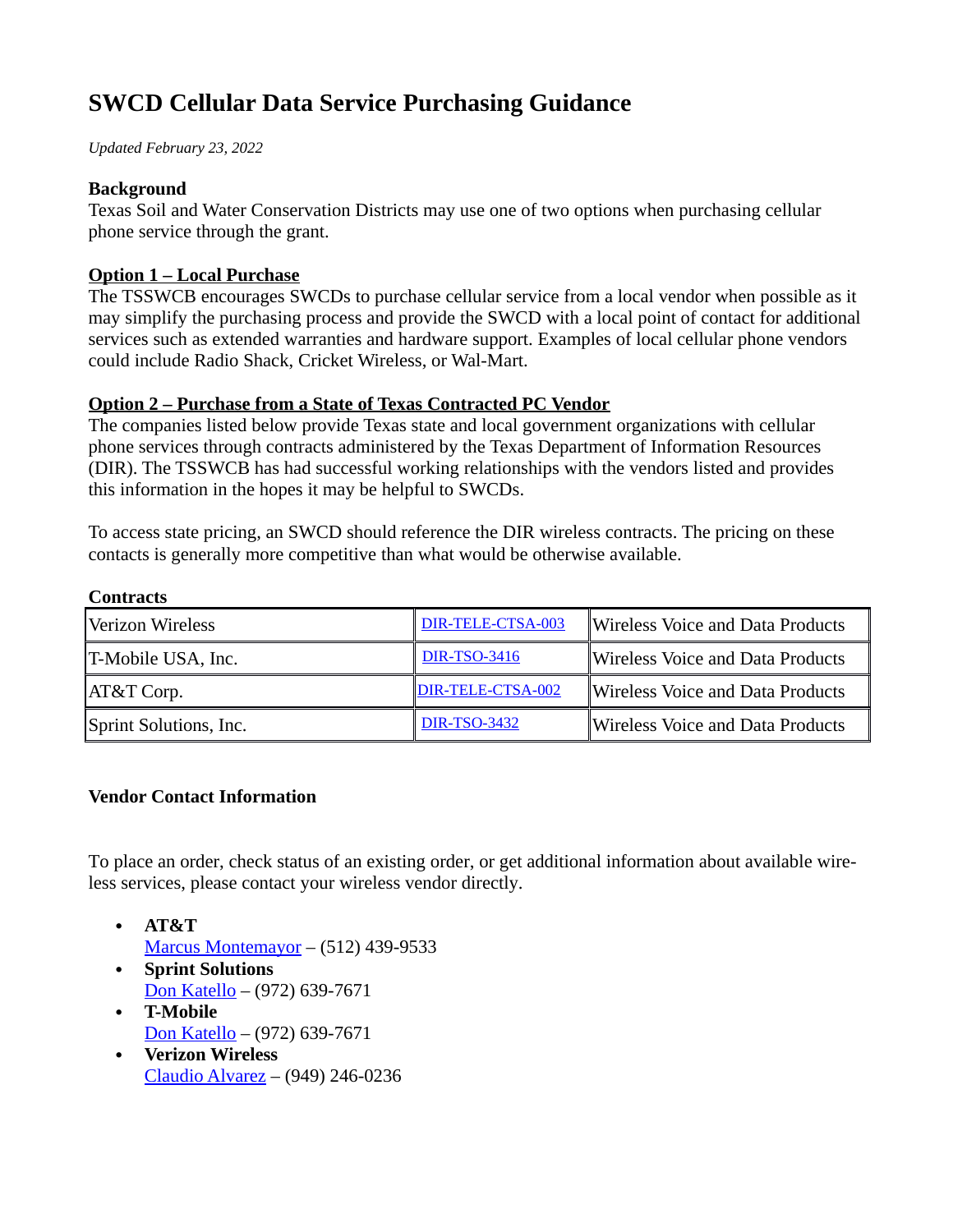# SWCD Cellular Data Service Purchasing Guidance

*Updated February 23, 2022*

**Background**
Texas Soil and Water Conservation Districts may use one of two options when purchasing cellular phone service through the grant.

**Option 1 – Local Purchase**
The TSSWCB encourages SWCDs to purchase cellular service from a local vendor when possible as it may simplify the purchasing process and provide the SWCD with a local point of contact for additional services such as extended warranties and hardware support. Examples of local cellular phone vendors could include Radio Shack, Cricket Wireless, or Wal-Mart.

**Option 2 – Purchase from a State of Texas Contracted PC Vendor**
The companies listed below provide Texas state and local government organizations with cellular phone services through contracts administered by the Texas Department of Information Resources (DIR). The TSSWCB has had successful working relationships with the vendors listed and provides this information in the hopes it may be helpful to SWCDs.

To access state pricing, an SWCD should reference the DIR wireless contracts. The pricing on these contacts is generally more competitive than what would be otherwise available.

**Contracts**

| | | |
|---|---|---|
| Verizon Wireless | DIR-TELE-CTSA-003 | Wireless Voice and Data Products |
| T-Mobile USA, Inc. | DIR-TSO-3416 | Wireless Voice and Data Products |
| AT&T Corp. | DIR-TELE-CTSA-002 | Wireless Voice and Data Products |
| Sprint Solutions, Inc. | DIR-TSO-3432 | Wireless Voice and Data Products |

**Vendor Contact Information**

To place an order, check status of an existing order, or get additional information about available wireless services, please contact your wireless vendor directly.

- **AT&T**
  Marcus Montemayor – (512) 439-9533
- **Sprint Solutions**
  Don Katello – (972) 639-7671
- **T-Mobile**
  Don Katello – (972) 639-7671
- **Verizon Wireless**
  Claudio Alvarez – (949) 246-0236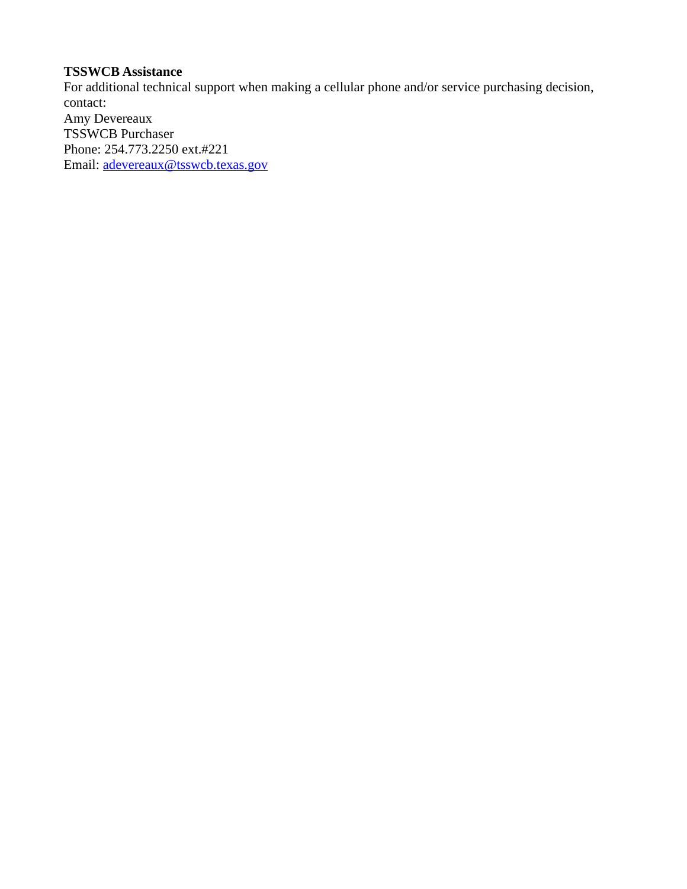**TSSWCB Assistance**

For additional technical support when making a cellular phone and/or service purchasing decision, contact:

Amy Devereaux
TSSWCB Purchaser
Phone: 254.773.2250 ext.#221
Email: adevereaux@tsswcb.texas.gov